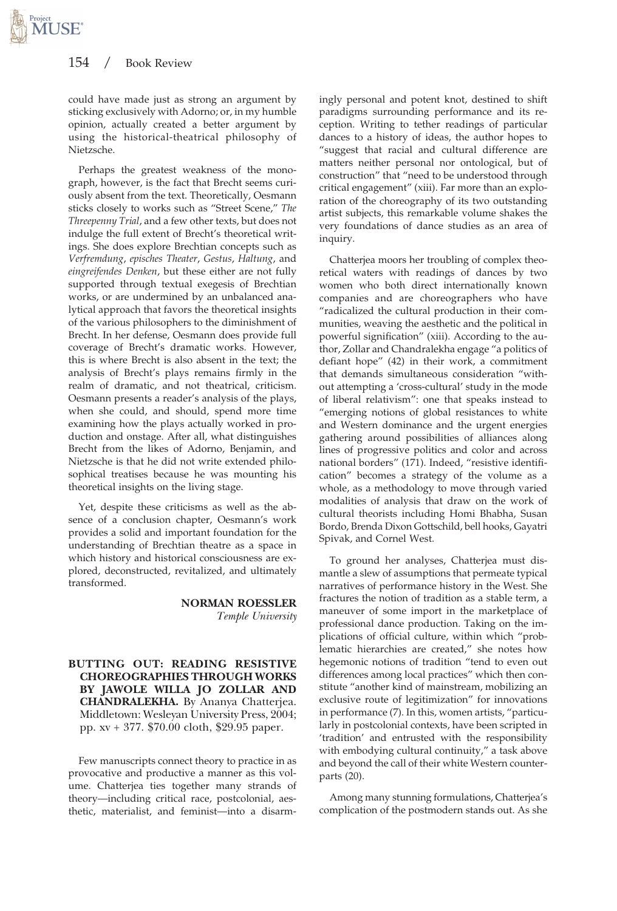could have made just as strong an argument by sticking exclusively with Adorno; or, in my humble opinion, actually created a better argument by using the historical-theatrical philosophy of Nietzsche.

Perhaps the greatest weakness of the monograph, however, is the fact that Brecht seems curiously absent from the text. Theoretically, Oesmann sticks closely to works such as "Street Scene," *The Threepenny Trial*, and a few other texts, but does not indulge the full extent of Brecht's theoretical writings. She does explore Brechtian concepts such as *Verfremdung*, *episches Theater*, *Gestus*, *Haltung*, and *eingreifendes Denken*, but these either are not fully supported through textual exegesis of Brechtian works, or are undermined by an unbalanced analytical approach that favors the theoretical insights of the various philosophers to the diminishment of Brecht. In her defense, Oesmann does provide full coverage of Brecht's dramatic works. However, this is where Brecht is also absent in the text; the analysis of Brecht's plays remains firmly in the realm of dramatic, and not theatrical, criticism. Oesmann presents a reader's analysis of the plays, when she could, and should, spend more time examining how the plays actually worked in production and onstage. After all, what distinguishes Brecht from the likes of Adorno, Benjamin, and Nietzsche is that he did not write extended philosophical treatises because he was mounting his theoretical insights on the living stage.

Yet, despite these criticisms as well as the absence of a conclusion chapter, Oesmann's work provides a solid and important foundation for the understanding of Brechtian theatre as a space in which history and historical consciousness are explored, deconstructed, revitalized, and ultimately transformed.

**NORMAN ROESSLER**
*Temple University*

**BUTTING OUT: READING RESISTIVE CHOREOGRAPHIES THROUGH WORKS BY JAWOLE WILLA JO ZOLLAR AND CHANDRALEKHA.** By Ananya Chatterjea. Middletown: Wesleyan University Press, 2004; pp. xv + 377. $70.00 cloth, $29.95 paper.

Few manuscripts connect theory to practice in as provocative and productive a manner as this volume. Chatterjea ties together many strands of theory—including critical race, postcolonial, aesthetic, materialist, and feminist—into a disarmingly personal and potent knot, destined to shift paradigms surrounding performance and its reception. Writing to tether readings of particular dances to a history of ideas, the author hopes to "suggest that racial and cultural difference are matters neither personal nor ontological, but of construction" that "need to be understood through critical engagement" (xiii). Far more than an exploration of the choreography of its two outstanding artist subjects, this remarkable volume shakes the very foundations of dance studies as an area of inquiry.

Chatterjea moors her troubling of complex theoretical waters with readings of dances by two women who both direct internationally known companies and are choreographers who have "radicalized the cultural production in their communities, weaving the aesthetic and the political in powerful signification" (xiii). According to the author, Zollar and Chandralekha engage "a politics of defiant hope" (42) in their work, a commitment that demands simultaneous consideration "without attempting a 'cross-cultural' study in the mode of liberal relativism": one that speaks instead to "emerging notions of global resistances to white and Western dominance and the urgent energies gathering around possibilities of alliances along lines of progressive politics and color and across national borders" (171). Indeed, "resistive identification" becomes a strategy of the volume as a whole, as a methodology to move through varied modalities of analysis that draw on the work of cultural theorists including Homi Bhabha, Susan Bordo, Brenda Dixon Gottschild, bell hooks, Gayatri Spivak, and Cornel West.

To ground her analyses, Chatterjea must dismantle a slew of assumptions that permeate typical narratives of performance history in the West. She fractures the notion of tradition as a stable term, a maneuver of some import in the marketplace of professional dance production. Taking on the implications of official culture, within which "problematic hierarchies are created," she notes how hegemonic notions of tradition "tend to even out differences among local practices" which then constitute "another kind of mainstream, mobilizing an exclusive route of legitimization" for innovations in performance (7). In this, women artists, "particularly in postcolonial contexts, have been scripted in 'tradition' and entrusted with the responsibility with embodying cultural continuity," a task above and beyond the call of their white Western counterparts (20).

Among many stunning formulations, Chatterjea's complication of the postmodern stands out. As she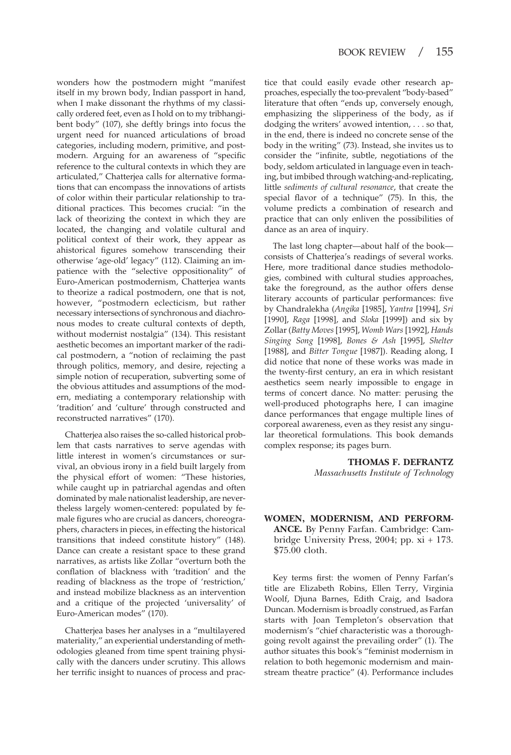wonders how the postmodern might "manifest itself in my brown body, Indian passport in hand, when I make dissonant the rhythms of my classically ordered feet, even as I hold on to my tribhangi-bent body" (107), she deftly brings into focus the urgent need for nuanced articulations of broad categories, including modern, primitive, and postmodern. Arguing for an awareness of "specific reference to the cultural contexts in which they are articulated," Chatterjea calls for alternative formations that can encompass the innovations of artists of color within their particular relationship to traditional practices. This becomes crucial: "in the lack of theorizing the context in which they are located, the changing and volatile cultural and political context of their work, they appear as ahistorical figures somehow transcending their otherwise 'age-old' legacy" (112). Claiming an impatience with the "selective oppositionality" of Euro-American postmodernism, Chatterjea wants to theorize a radical postmodern, one that is not, however, "postmodern eclecticism, but rather necessary intersections of synchronous and diachronous modes to create cultural contexts of depth, without modernist nostalgia" (134). This resistant aesthetic becomes an important marker of the radical postmodern, a "notion of reclaiming the past through politics, memory, and desire, rejecting a simple notion of recuperation, subverting some of the obvious attitudes and assumptions of the modern, mediating a contemporary relationship with 'tradition' and 'culture' through constructed and reconstructed narratives" (170).

Chatterjea also raises the so-called historical problem that casts narratives to serve agendas with little interest in women's circumstances or survival, an obvious irony in a field built largely from the physical effort of women: "These histories, while caught up in patriarchal agendas and often dominated by male nationalist leadership, are nevertheless largely women-centered: populated by female figures who are crucial as dancers, choreographers, characters in pieces, in effecting the historical transitions that indeed constitute history" (148). Dance can create a resistant space to these grand narratives, as artists like Zollar "overturn both the conflation of blackness with 'tradition' and the reading of blackness as the trope of 'restriction,' and instead mobilize blackness as an intervention and a critique of the projected 'universality' of Euro-American modes" (170).

Chatterjea bases her analyses in a "multilayered materiality," an experiential understanding of methodologies gleaned from time spent training physically with the dancers under scrutiny. This allows her terrific insight to nuances of process and practice that could easily evade other research approaches, especially the too-prevalent "body-based" literature that often "ends up, conversely enough, emphasizing the slipperiness of the body, as if dodging the writers' avowed intention, . . . so that, in the end, there is indeed no concrete sense of the body in the writing" (73). Instead, she invites us to consider the "infinite, subtle, negotiations of the body, seldom articulated in language even in teaching, but imbibed through watching-and-replicating, little *sediments of cultural resonance*, that create the special flavor of a technique" (75). In this, the volume predicts a combination of research and practice that can only enliven the possibilities of dance as an area of inquiry.

The last long chapter—about half of the book—consists of Chatterjea's readings of several works. Here, more traditional dance studies methodologies, combined with cultural studies approaches, take the foreground, as the author offers dense literary accounts of particular performances: five by Chandralekha (*Angika* [1985], *Yantra* [1994], *Sri* [1990], *Raga* [1998], and *Sloka* [1999]) and six by Zollar (*Batty Moves* [1995], *Womb Wars* [1992], *Hands Singing Song* [1998], *Bones & Ash* [1995], *Shelter* [1988], and *Bitter Tongue* [1987]). Reading along, I did notice that none of these works was made in the twenty-first century, an era in which resistant aesthetics seem nearly impossible to engage in terms of concert dance. No matter: perusing the well-produced photographs here, I can imagine dance performances that engage multiple lines of corporeal awareness, even as they resist any singular theoretical formulations. This book demands complex response; its pages burn.

**THOMAS F. DEFRANTZ**
*Massachusetts Institute of Technology*

**WOMEN, MODERNISM, AND PERFORMANCE.** By Penny Farfan. Cambridge: Cambridge University Press, 2004; pp. xi + 173. $75.00 cloth.

Key terms first: the women of Penny Farfan's title are Elizabeth Robins, Ellen Terry, Virginia Woolf, Djuna Barnes, Edith Craig, and Isadora Duncan. Modernism is broadly construed, as Farfan starts with Joan Templeton's observation that modernism's "chief characteristic was a thoroughgoing revolt against the prevailing order" (1). The author situates this book's "feminist modernism in relation to both hegemonic modernism and mainstream theatre practice" (4). Performance includes